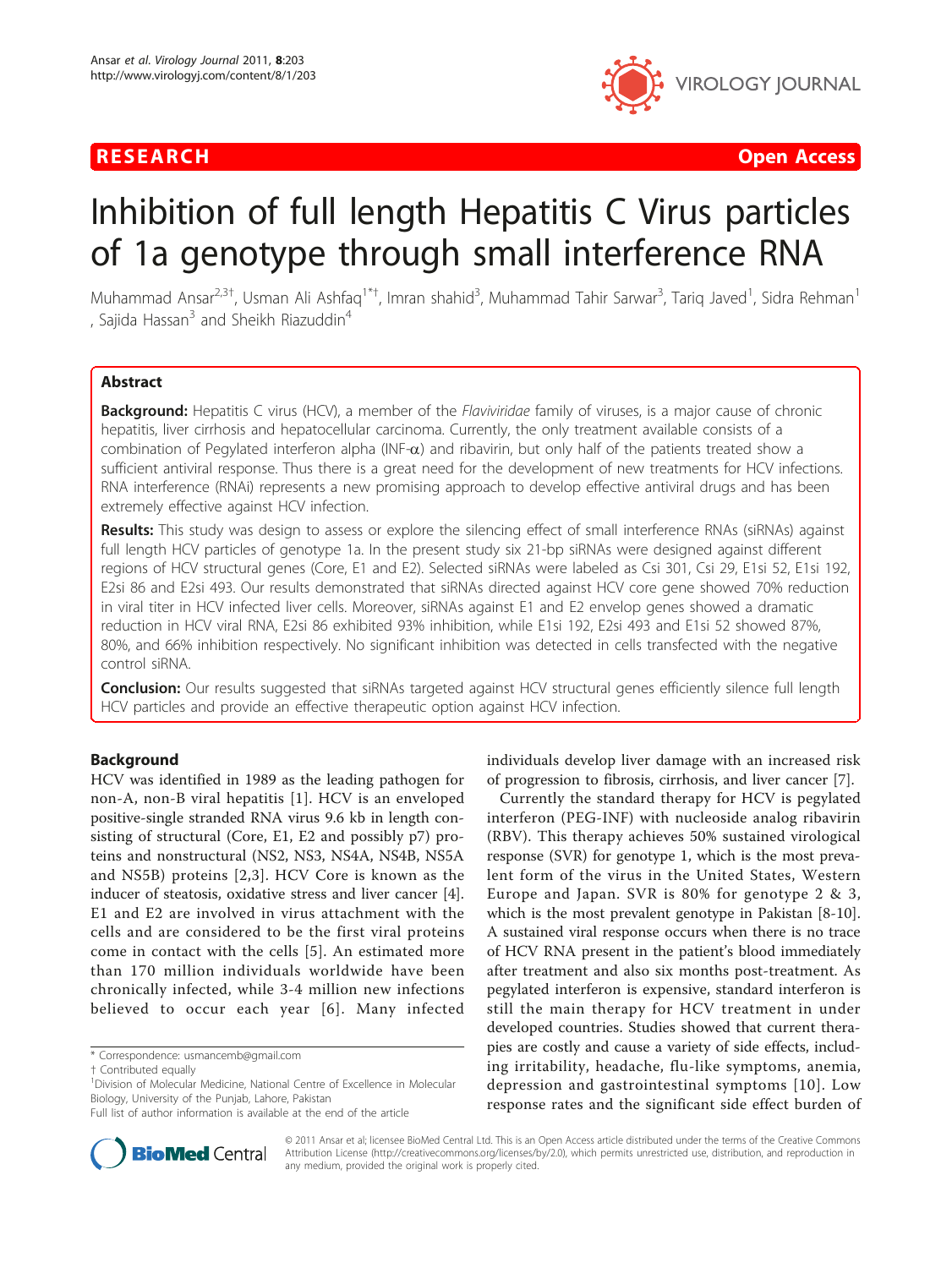RESEARCH Open Access

# Inhibition of full length Hepatitis C Virus particles of 1a genotype through small interference RNA

Muhammad Ansar[2,3†], Usman Ali Ashfaq[1*†], Imran shahid[3], Muhammad Tahir Sarwar[3], Tariq Javed[1], Sidra Rehman[1], Sajida Hassan[3] and Sheikh Riazuddin[4]

## Abstract

**Background:** Hepatitis C virus (HCV), a member of the *Flaviviridae* family of viruses, is a major cause of chronic hepatitis, liver cirrhosis and hepatocellular carcinoma. Currently, the only treatment available consists of a combination of Pegylated interferon alpha (INF-$\alpha$) and ribavirin, but only half of the patients treated show a sufficient antiviral response. Thus there is a great need for the development of new treatments for HCV infections. RNA interference (RNAi) represents a new promising approach to develop effective antiviral drugs and has been extremely effective against HCV infection.

**Results:** This study was design to assess or explore the silencing effect of small interference RNAs (siRNAs) against full length HCV particles of genotype 1a. In the present study six 21-bp siRNAs were designed against different regions of HCV structural genes (Core, E1 and E2). Selected siRNAs were labeled as Csi 301, Csi 29, E1si 52, E1si 192, E2si 86 and E2si 493. Our results demonstrated that siRNAs directed against HCV core gene showed 70% reduction in viral titer in HCV infected liver cells. Moreover, siRNAs against E1 and E2 envelop genes showed a dramatic reduction in HCV viral RNA, E2si 86 exhibited 93% inhibition, while E1si 192, E2si 493 and E1si 52 showed 87%, 80%, and 66% inhibition respectively. No significant inhibition was detected in cells transfected with the negative control siRNA.

**Conclusion:** Our results suggested that siRNAs targeted against HCV structural genes efficiently silence full length HCV particles and provide an effective therapeutic option against HCV infection.

## Background

HCV was identified in 1989 as the leading pathogen for non-A, non-B viral hepatitis [1]. HCV is an enveloped positive-single stranded RNA virus 9.6 kb in length consisting of structural (Core, E1, E2 and possibly p7) proteins and nonstructural (NS2, NS3, NS4A, NS4B, NS5A and NS5B) proteins [2,3]. HCV Core is known as the inducer of steatosis, oxidative stress and liver cancer [4]. E1 and E2 are involved in virus attachment with the cells and are considered to be the first viral proteins come in contact with the cells [5]. An estimated more than 170 million individuals worldwide have been chronically infected, while 3-4 million new infections believed to occur each year [6]. Many infected individuals develop liver damage with an increased risk of progression to fibrosis, cirrhosis, and liver cancer [7].

Currently the standard therapy for HCV is pegylated interferon (PEG-INF) with nucleoside analog ribavirin (RBV). This therapy achieves 50% sustained virological response (SVR) for genotype 1, which is the most prevalent form of the virus in the United States, Western Europe and Japan. SVR is 80% for genotype 2 & 3, which is the most prevalent genotype in Pakistan [8-10]. A sustained viral response occurs when there is no trace of HCV RNA present in the patient's blood immediately after treatment and also six months post-treatment. As pegylated interferon is expensive, standard interferon is still the main therapy for HCV treatment in under developed countries. Studies showed that current therapies are costly and cause a variety of side effects, including irritability, headache, flu-like symptoms, anemia, depression and gastrointestinal symptoms [10]. Low response rates and the significant side effect burden of

\* Correspondence: usmancemb@gmail.com
† Contributed equally
[1]Division of Molecular Medicine, National Centre of Excellence in Molecular Biology, University of the Punjab, Lahore, Pakistan
Full list of author information is available at the end of the article

© 2011 Ansar et al; licensee BioMed Central Ltd. This is an Open Access article distributed under the terms of the Creative Commons Attribution License (http://creativecommons.org/licenses/by/2.0), which permits unrestricted use, distribution, and reproduction in any medium, provided the original work is properly cited.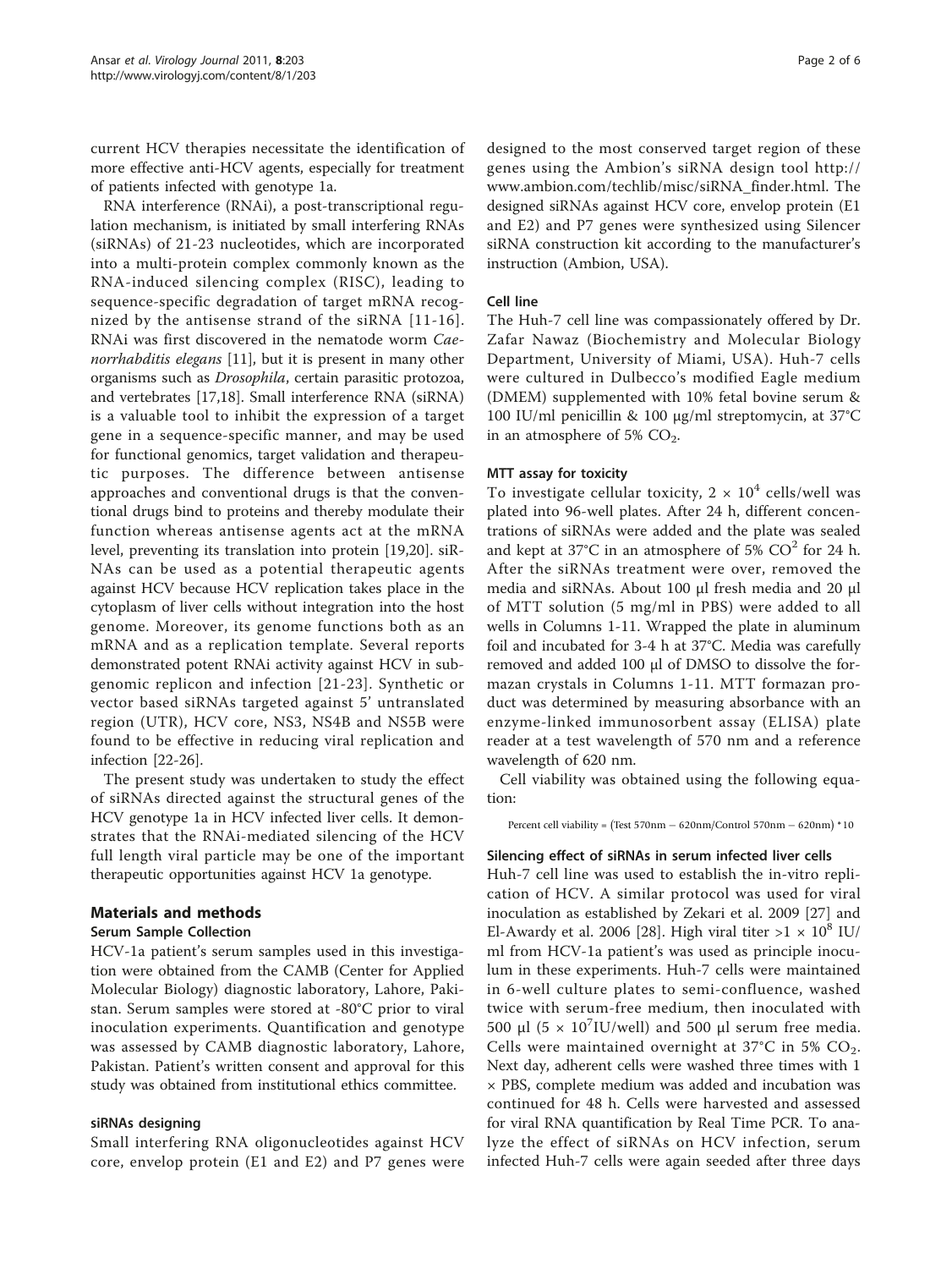current HCV therapies necessitate the identification of more effective anti-HCV agents, especially for treatment of patients infected with genotype 1a.

RNA interference (RNAi), a post-transcriptional regulation mechanism, is initiated by small interfering RNAs (siRNAs) of 21-23 nucleotides, which are incorporated into a multi-protein complex commonly known as the RNA-induced silencing complex (RISC), leading to sequence-specific degradation of target mRNA recognized by the antisense strand of the siRNA [11-16]. RNAi was first discovered in the nematode worm *Caenorrhabditis elegans* [11], but it is present in many other organisms such as *Drosophila*, certain parasitic protozoa, and vertebrates [17,18]. Small interference RNA (siRNA) is a valuable tool to inhibit the expression of a target gene in a sequence-specific manner, and may be used for functional genomics, target validation and therapeutic purposes. The difference between antisense approaches and conventional drugs is that the conventional drugs bind to proteins and thereby modulate their function whereas antisense agents act at the mRNA level, preventing its translation into protein [19,20]. siRNAs can be used as a potential therapeutic agents against HCV because HCV replication takes place in the cytoplasm of liver cells without integration into the host genome. Moreover, its genome functions both as an mRNA and as a replication template. Several reports demonstrated potent RNAi activity against HCV in subgenomic replicon and infection [21-23]. Synthetic or vector based siRNAs targeted against 5' untranslated region (UTR), HCV core, NS3, NS4B and NS5B were found to be effective in reducing viral replication and infection [22-26].

The present study was undertaken to study the effect of siRNAs directed against the structural genes of the HCV genotype 1a in HCV infected liver cells. It demonstrates that the RNAi-mediated silencing of the HCV full length viral particle may be one of the important therapeutic opportunities against HCV 1a genotype.

## Materials and methods

### Serum Sample Collection

HCV-1a patient's serum samples used in this investigation were obtained from the CAMB (Center for Applied Molecular Biology) diagnostic laboratory, Lahore, Pakistan. Serum samples were stored at -80°C prior to viral inoculation experiments. Quantification and genotype was assessed by CAMB diagnostic laboratory, Lahore, Pakistan. Patient's written consent and approval for this study was obtained from institutional ethics committee.

### siRNAs designing

Small interfering RNA oligonucleotides against HCV core, envelop protein (E1 and E2) and P7 genes were designed to the most conserved target region of these genes using the Ambion's siRNA design tool http://www.ambion.com/techlib/misc/siRNA_finder.html. The designed siRNAs against HCV core, envelop protein (E1 and E2) and P7 genes were synthesized using Silencer siRNA construction kit according to the manufacturer's instruction (Ambion, USA).

### Cell line

The Huh-7 cell line was compassionately offered by Dr. Zafar Nawaz (Biochemistry and Molecular Biology Department, University of Miami, USA). Huh-7 cells were cultured in Dulbecco's modified Eagle medium (DMEM) supplemented with 10% fetal bovine serum & 100 IU/ml penicillin & 100 μg/ml streptomycin, at 37°C in an atmosphere of 5% $CO_2$.

### MTT assay for toxicity

To investigate cellular toxicity, $2 \times 10^4$ cells/well was plated into 96-well plates. After 24 h, different concentrations of siRNAs were added and the plate was sealed and kept at 37°C in an atmosphere of 5% $CO^2$ for 24 h. After the siRNAs treatment were over, removed the media and siRNAs. About 100 μl fresh media and 20 μl of MTT solution (5 mg/ml in PBS) were added to all wells in Columns 1-11. Wrapped the plate in aluminum foil and incubated for 3-4 h at 37°C. Media was carefully removed and added 100 μl of DMSO to dissolve the formazan crystals in Columns 1-11. MTT formazan product was determined by measuring absorbance with an enzyme-linked immunosorbent assay (ELISA) plate reader at a test wavelength of 570 nm and a reference wavelength of 620 nm.

Cell viability was obtained using the following equation:

$$\text{Percent cell viability} = (\text{Test } 570\text{nm} - 620\text{nm}/\text{Control } 570\text{nm} - 620\text{nm}) * 10$$

### Silencing effect of siRNAs in serum infected liver cells

Huh-7 cell line was used to establish the in-vitro replication of HCV. A similar protocol was used for viral inoculation as established by Zekari et al. 2009 [27] and El-Awardy et al. 2006 [28]. High viral titer $>1 \times 10^8$ IU/ml from HCV-1a patient's was used as principle inoculum in these experiments. Huh-7 cells were maintained in 6-well culture plates to semi-confluence, washed twice with serum-free medium, then inoculated with 500 μl ($5 \times 10^7$IU/well) and 500 μl serum free media. Cells were maintained overnight at 37°C in 5% $CO_2$. Next day, adherent cells were washed three times with 1 × PBS, complete medium was added and incubation was continued for 48 h. Cells were harvested and assessed for viral RNA quantification by Real Time PCR. To analyze the effect of siRNAs on HCV infection, serum infected Huh-7 cells were again seeded after three days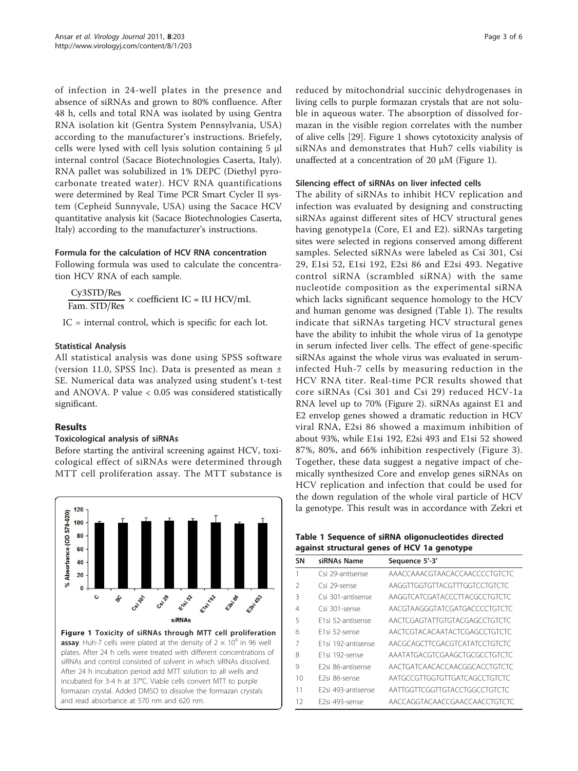of infection in 24-well plates in the presence and absence of siRNAs and grown to 80% confluence. After 48 h, cells and total RNA was isolated by using Gentra RNA isolation kit (Gentra System Pennsylvania, USA) according to the manufacturer's instructions. Briefely, cells were lysed with cell lysis solution containing 5 μl internal control (Sacace Biotechnologies Caserta, Italy). RNA pallet was solubilized in 1% DEPC (Diethyl pyrocarbonate treated water). HCV RNA quantifications were determined by Real Time PCR Smart Cycler II system (Cepheid Sunnyvale, USA) using the Sacace HCV quantitative analysis kit (Sacace Biotechnologies Caserta, Italy) according to the manufacturer's instructions.

#### Formula for the calculation of HCV RNA concentration

Following formula was used to calculate the concentration HCV RNA of each sample.

$$\frac{\text{Cy3STD/Res}}{\text{Fam. STD/Res}} \times \text{coefficient IC} = \text{IU HCV/mL}$$

IC = internal control, which is specific for each lot.

#### Statistical Analysis

All statistical analysis was done using SPSS software (version 11.0, SPSS Inc). Data is presented as mean ± SE. Numerical data was analyzed using student's t-test and ANOVA. P value < 0.05 was considered statistically significant.

## Results

#### Toxicological analysis of siRNAs

Before starting the antiviral screening against HCV, toxicological effect of siRNAs were determined through MTT cell proliferation assay. The MTT substance is reduced by mitochondrial succinic dehydrogenases in living cells to purple formazan crystals that are not soluble in aqueous water. The absorption of dissolved formazan in the visible region correlates with the number of alive cells [29]. Figure 1 shows cytotoxicity analysis of siRNAs and demonstrates that Huh7 cells viability is unaffected at a concentration of 20 μM (Figure 1).

**Figure 1 Toxicity of siRNAs through MTT cell proliferation assay**. Huh-7 cells were plated at the density of $2 \times 10^4$ in 96 well plates. After 24 h cells were treated with different concentrations of siRNAs and control consisted of solvent in which siRNAs dissolved. After 24 h incubation period add MTT solution to all wells and incubated for 3-4 h at 37°C. Viable cells convert MTT to purple formazan crystal. Added DMSO to dissolve the formazan crystals and read absorbance at 570 nm and 620 nm.

#### Silencing effect of siRNAs on liver infected cells

The ability of siRNAs to inhibit HCV replication and infection was evaluated by designing and constructing siRNAs against different sites of HCV structural genes having genotype1a (Core, E1 and E2). siRNAs targeting sites were selected in regions conserved among different samples. Selected siRNAs were labeled as Csi 301, Csi 29, E1si 52, E1si 192, E2si 86 and E2si 493. Negative control siRNA (scrambled siRNA) with the same nucleotide composition as the experimental siRNA which lacks significant sequence homology to the HCV and human genome was designed (Table 1). The results indicate that siRNAs targeting HCV structural genes have the ability to inhibit the whole virus of 1a genotype in serum infected liver cells. The effect of gene-specific siRNAs against the whole virus was evaluated in serum-infected Huh-7 cells by measuring reduction in the HCV RNA titer. Real-time PCR results showed that core siRNAs (Csi 301 and Csi 29) reduced HCV-1a RNA level up to 70% (Figure 2). siRNAs against E1 and E2 envelop genes showed a dramatic reduction in HCV viral RNA, E2si 86 showed a maximum inhibition of about 93%, while E1si 192, E2si 493 and E1si 52 showed 87%, 80%, and 66% inhibition respectively (Figure 3). Together, these data suggest a negative impact of chemically synthesized Core and envelop genes siRNAs on HCV replication and infection that could be used for the down regulation of the whole viral particle of HCV la genotype. This result was in accordance with Zekri et

**Table 1 Sequence of siRNA oligonucleotides directed against structural genes of HCV 1a genotype**

| SN | siRNAs Name | Sequence 5'-3' |
|---|---|---|
| 1 | Csi 29-antisense | AAACCAAACGTAACACCAACCCCTGTCTC |
| 2 | Csi 29-sense | AAGGTTGGTGTTACGTTTGGTCCTGTCTC |
| 3 | Csi 301-antisense | AAGGTCATCGATACCCTTACGCCTGTCTC |
| 4 | Csi 301-sense | AACGTAAGGGTATCGATGACCCCTGTCTC |
| 5 | E1si 52-antisense | AACTCGAGTATTGTGTACGAGCCTGTCTC |
| 6 | E1si 52-sense | AACTCGTACACAATACTCGAGCCTGTCTC |
| 7 | E1si 192-antisense | AACGCAGCTTCGACGTCATATCCTGTCTC |
| 8 | E1si 192-sense | AAATATGACGTCGAAGCTGCGCCTGTCTC |
| 9 | E2si 86-antisense | AACTGATCAACACCAACGGCACCTGTCTC |
| 10 | E2si 86-sense | AATGCCGTTGGTGTTGATCAGCCTGTCTC |
| 11 | E2si 493-antisense | AATTGGTTCGGTTGTACCTGGCCTGTCTC |
| 12 | E2si 493-sense | AACCAGGTACAACCGAACCAACCTGTCTC |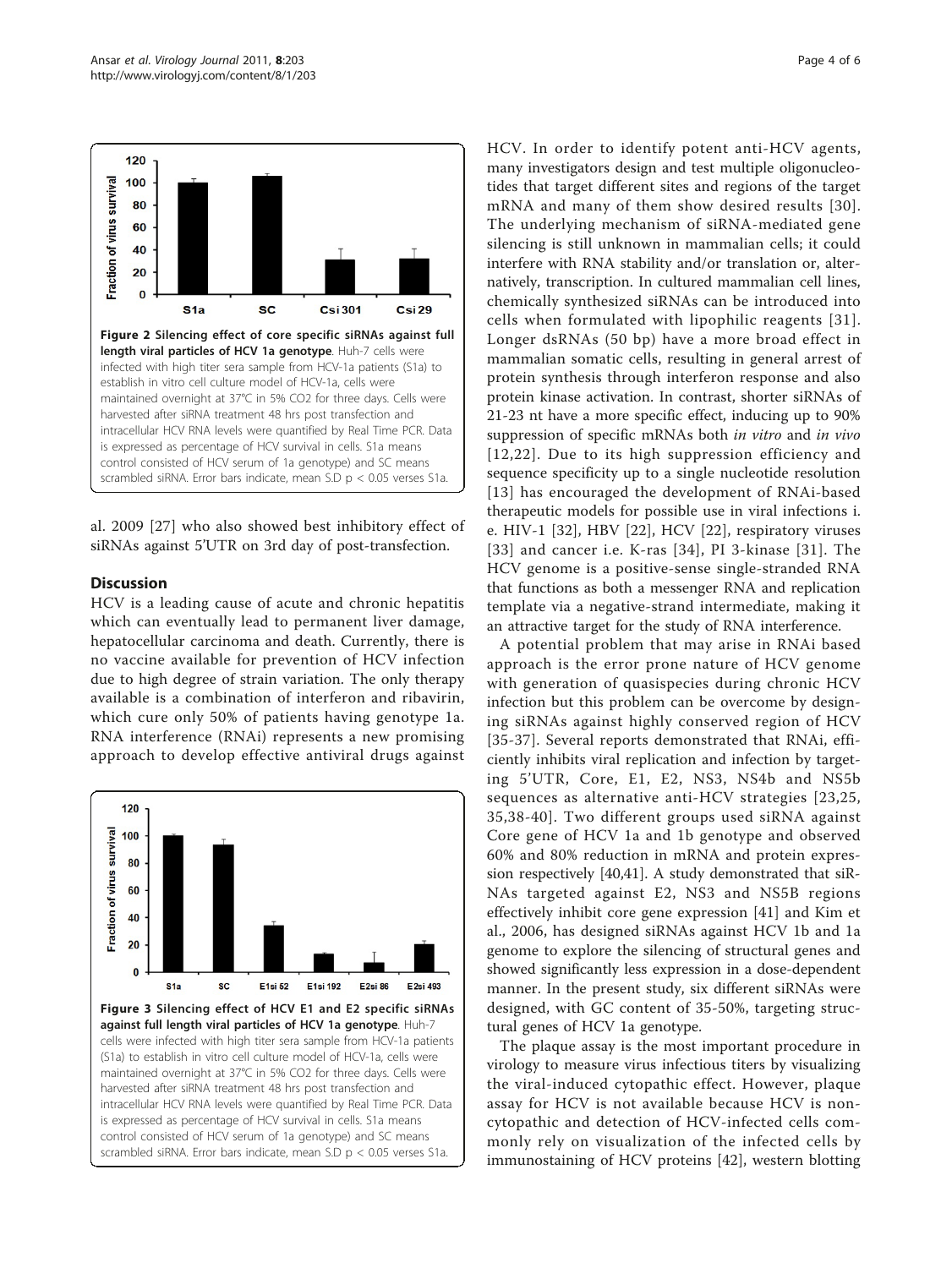**Figure 2 Silencing effect of core specific siRNAs against full length viral particles of HCV 1a genotype**. Huh-7 cells were infected with high titer sera sample from HCV-1a patients (S1a) to establish in vitro cell culture model of HCV-1a, cells were maintained overnight at 37°C in 5% CO2 for three days. Cells were harvested after siRNA treatment 48 hrs post transfection and intracellular HCV RNA levels were quantified by Real Time PCR. Data is expressed as percentage of HCV survival in cells. S1a means control consisted of HCV serum of 1a genotype) and SC means scrambled siRNA. Error bars indicate, mean S.D p < 0.05 verses S1a.

al. 2009 [27] who also showed best inhibitory effect of siRNAs against 5'UTR on 3rd day of post-transfection.

## Discussion

HCV is a leading cause of acute and chronic hepatitis which can eventually lead to permanent liver damage, hepatocellular carcinoma and death. Currently, there is no vaccine available for prevention of HCV infection due to high degree of strain variation. The only therapy available is a combination of interferon and ribavirin, which cure only 50% of patients having genotype 1a. RNA interference (RNAi) represents a new promising approach to develop effective antiviral drugs against HCV. In order to identify potent anti-HCV agents, many investigators design and test multiple oligonucleotides that target different sites and regions of the target mRNA and many of them show desired results [30]. The underlying mechanism of siRNA-mediated gene silencing is still unknown in mammalian cells; it could interfere with RNA stability and/or translation or, alternatively, transcription. In cultured mammalian cell lines, chemically synthesized siRNAs can be introduced into cells when formulated with lipophilic reagents [31]. Longer dsRNAs (50 bp) have a more broad effect in mammalian somatic cells, resulting in general arrest of protein synthesis through interferon response and also protein kinase activation. In contrast, shorter siRNAs of 21-23 nt have a more specific effect, inducing up to 90% suppression of specific mRNAs both *in vitro* and *in vivo* [12,22]. Due to its high suppression efficiency and sequence specificity up to a single nucleotide resolution [13] has encouraged the development of RNAi-based therapeutic models for possible use in viral infections i. e. HIV-1 [32], HBV [22], HCV [22], respiratory viruses [33] and cancer i.e. K-ras [34], PI 3-kinase [31]. The HCV genome is a positive-sense single-stranded RNA that functions as both a messenger RNA and replication template via a negative-strand intermediate, making it an attractive target for the study of RNA interference.

A potential problem that may arise in RNAi based approach is the error prone nature of HCV genome with generation of quasispecies during chronic HCV infection but this problem can be overcome by designing siRNAs against highly conserved region of HCV [35-37]. Several reports demonstrated that RNAi, efficiently inhibits viral replication and infection by targeting 5'UTR, Core, E1, E2, NS3, NS4b and NS5b sequences as alternative anti-HCV strategies [23,25, 35,38-40]. Two different groups used siRNA against Core gene of HCV 1a and 1b genotype and observed 60% and 80% reduction in mRNA and protein expression respectively [40,41]. A study demonstrated that siRNAs targeted against E2, NS3 and NS5B regions effectively inhibit core gene expression [41] and Kim et al., 2006, has designed siRNAs against HCV 1b and 1a genome to explore the silencing of structural genes and showed significantly less expression in a dose-dependent manner. In the present study, six different siRNAs were designed, with GC content of 35-50%, targeting structural genes of HCV 1a genotype.

**Figure 3 Silencing effect of HCV E1 and E2 specific siRNAs against full length viral particles of HCV 1a genotype**. Huh-7 cells were infected with high titer sera sample from HCV-1a patients (S1a) to establish in vitro cell culture model of HCV-1a, cells were maintained overnight at 37°C in 5% CO2 for three days. Cells were harvested after siRNA treatment 48 hrs post transfection and intracellular HCV RNA levels were quantified by Real Time PCR. Data is expressed as percentage of HCV survival in cells. S1a means control consisted of HCV serum of 1a genotype) and SC means scrambled siRNA. Error bars indicate, mean S.D p < 0.05 verses S1a.

The plaque assay is the most important procedure in virology to measure virus infectious titers by visualizing the viral-induced cytopathic effect. However, plaque assay for HCV is not available because HCV is non-cytopathic and detection of HCV-infected cells commonly rely on visualization of the infected cells by immunostaining of HCV proteins [42], western blotting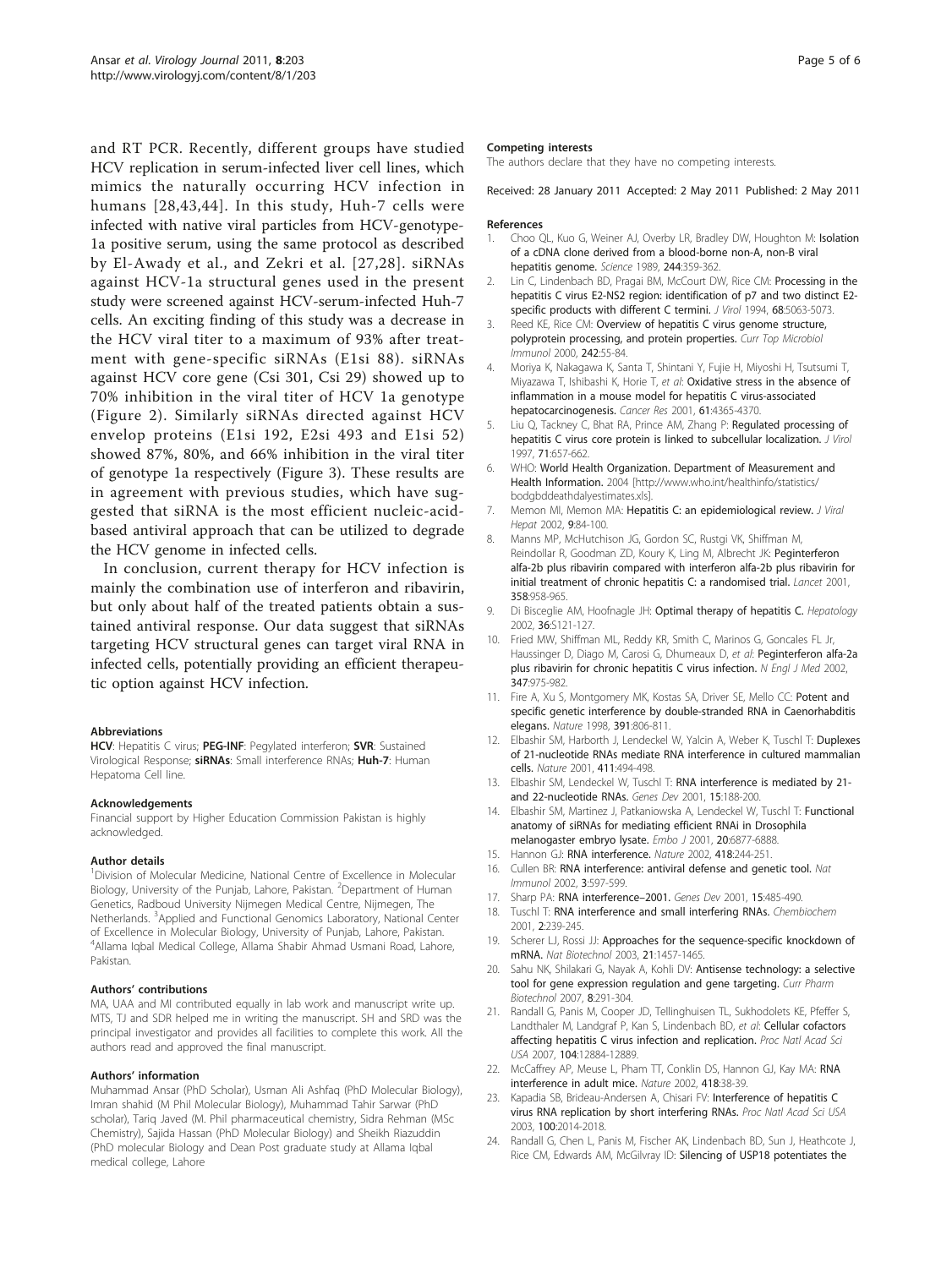and RT PCR. Recently, different groups have studied HCV replication in serum-infected liver cell lines, which mimics the naturally occurring HCV infection in humans [28,43,44]. In this study, Huh-7 cells were infected with native viral particles from HCV-genotype-1a positive serum, using the same protocol as described by El-Awady et al., and Zekri et al. [27,28]. siRNAs against HCV-1a structural genes used in the present study were screened against HCV-serum-infected Huh-7 cells. An exciting finding of this study was a decrease in the HCV viral titer to a maximum of 93% after treatment with gene-specific siRNAs (E1si 88). siRNAs against HCV core gene (Csi 301, Csi 29) showed up to 70% inhibition in the viral titer of HCV 1a genotype (Figure 2). Similarly siRNAs directed against HCV envelop proteins (E1si 192, E2si 493 and E1si 52) showed 87%, 80%, and 66% inhibition in the viral titer of genotype 1a respectively (Figure 3). These results are in agreement with previous studies, which have suggested that siRNA is the most efficient nucleic-acid-based antiviral approach that can be utilized to degrade the HCV genome in infected cells.

In conclusion, current therapy for HCV infection is mainly the combination use of interferon and ribavirin, but only about half of the treated patients obtain a sustained antiviral response. Our data suggest that siRNAs targeting HCV structural genes can target viral RNA in infected cells, potentially providing an efficient therapeutic option against HCV infection.

#### Abbreviations

**HCV**: Hepatitis C virus; **PEG-INF**: Pegylated interferon; **SVR**: Sustained Virological Response; **siRNAs**: Small interference RNAs; **Huh-7**: Human Hepatoma Cell line.

#### Acknowledgements

Financial support by Higher Education Commission Pakistan is highly acknowledged.

#### Author details

[1]Division of Molecular Medicine, National Centre of Excellence in Molecular Biology, University of the Punjab, Lahore, Pakistan. [2]Department of Human Genetics, Radboud University Nijmegen Medical Centre, Nijmegen, The Netherlands. [3]Applied and Functional Genomics Laboratory, National Center of Excellence in Molecular Biology, University of Punjab, Lahore, Pakistan. [4]Allama Iqbal Medical College, Allama Shabir Ahmad Usmani Road, Lahore, Pakistan.

#### Authors' contributions

MA, UAA and MI contributed equally in lab work and manuscript write up. MTS, TJ and SDR helped me in writing the manuscript. SH and SRD was the principal investigator and provides all facilities to complete this work. All the authors read and approved the final manuscript.

#### Authors' information

Muhammad Ansar (PhD Scholar), Usman Ali Ashfaq (PhD Molecular Biology), Imran shahid (M Phil Molecular Biology), Muhammad Tahir Sarwar (PhD scholar), Tariq Javed (M. Phil pharmaceutical chemistry, Sidra Rehman (MSc Chemistry), Sajida Hassan (PhD Molecular Biology) and Sheikh Riazuddin (PhD molecular Biology and Dean Post graduate study at Allama Iqbal medical college, Lahore

#### Competing interests

The authors declare that they have no competing interests.

Received: 28 January 2011 Accepted: 2 May 2011 Published: 2 May 2011

#### References

1. Choo QL, Kuo G, Weiner AJ, Overby LR, Bradley DW, Houghton M: **Isolation of a cDNA clone derived from a blood-borne non-A, non-B viral hepatitis genome.** *Science* 1989, **244**:359-362.
2. Lin C, Lindenbach BD, Pragai BM, McCourt DW, Rice CM: **Processing in the hepatitis C virus E2-NS2 region: identification of p7 and two distinct E2-specific products with different C termini.** *J Virol* 1994, **68**:5063-5073.
3. Reed KE, Rice CM: **Overview of hepatitis C virus genome structure, polyprotein processing, and protein properties.** *Curr Top Microbiol Immunol* 2000, **242**:55-84.
4. Moriya K, Nakagawa K, Santa T, Shintani Y, Fujie H, Miyoshi H, Tsutsumi T, Miyazawa T, Ishibashi K, Horie T, *et al*: **Oxidative stress in the absence of inflammation in a mouse model for hepatitis C virus-associated hepatocarcinogenesis.** *Cancer Res* 2001, **61**:4365-4370.
5. Liu Q, Tackney C, Bhat RA, Prince AM, Zhang P: **Regulated processing of hepatitis C virus core protein is linked to subcellular localization.** *J Virol* 1997, **71**:657-662.
6. WHO: **World Health Organization. Department of Measurement and Health Information.** 2004 [http://www.who.int/healthinfo/statistics/bodgbddeathdalyestimates.xls].
7. Memon MI, Memon MA: **Hepatitis C: an epidemiological review.** *J Viral Hepat* 2002, **9**:84-100.
8. Manns MP, McHutchison JG, Gordon SC, Rustgi VK, Shiffman M, Reindollar R, Goodman ZD, Koury K, Ling M, Albrecht JK: **Peginterferon alfa-2b plus ribavirin compared with interferon alfa-2b plus ribavirin for initial treatment of chronic hepatitis C: a randomised trial.** *Lancet* 2001, **358**:958-965.
9. Di Bisceglie AM, Hoofnagle JH: **Optimal therapy of hepatitis C.** *Hepatology* 2002, **36**:S121-127.
10. Fried MW, Shiffman ML, Reddy KR, Smith C, Marinos G, Goncales FL Jr, Haussinger D, Diago M, Carosi G, Dhumeaux D, *et al*: **Peginterferon alfa-2a plus ribavirin for chronic hepatitis C virus infection.** *N Engl J Med* 2002, **347**:975-982.
11. Fire A, Xu S, Montgomery MK, Kostas SA, Driver SE, Mello CC: **Potent and specific genetic interference by double-stranded RNA in Caenorhabditis elegans.** *Nature* 1998, **391**:806-811.
12. Elbashir SM, Harborth J, Lendeckel W, Yalcin A, Weber K, Tuschl T: **Duplexes of 21-nucleotide RNAs mediate RNA interference in cultured mammalian cells.** *Nature* 2001, **411**:494-498.
13. Elbashir SM, Lendeckel W, Tuschl T: **RNA interference is mediated by 21- and 22-nucleotide RNAs.** *Genes Dev* 2001, **15**:188-200.
14. Elbashir SM, Martinez J, Patkaniowska A, Lendeckel W, Tuschl T: **Functional anatomy of siRNAs for mediating efficient RNAi in Drosophila melanogaster embryo lysate.** *Embo J* 2001, **20**:6877-6888.
15. Hannon GJ: **RNA interference.** *Nature* 2002, **418**:244-251.
16. Cullen BR: **RNA interference: antiviral defense and genetic tool.** *Nat Immunol* 2002, **3**:597-599.
17. Sharp PA: **RNA interference–2001.** *Genes Dev* 2001, **15**:485-490.
18. Tuschl T: **RNA interference and small interfering RNAs.** *Chembiochem* 2001, **2**:239-245.
19. Scherer LJ, Rossi JJ: **Approaches for the sequence-specific knockdown of mRNA.** *Nat Biotechnol* 2003, **21**:1457-1465.
20. Sahu NK, Shilakari G, Nayak A, Kohli DV: **Antisense technology: a selective tool for gene expression regulation and gene targeting.** *Curr Pharm Biotechnol* 2007, **8**:291-304.
21. Randall G, Panis M, Cooper JD, Tellinghuisen TL, Sukhodolets KE, Pfeffer S, Landthaler M, Landgraf P, Kan S, Lindenbach BD, *et al*: **Cellular cofactors affecting hepatitis C virus infection and replication.** *Proc Natl Acad Sci USA* 2007, **104**:12884-12889.
22. McCaffrey AP, Meuse L, Pham TT, Conklin DS, Hannon GJ, Kay MA: **RNA interference in adult mice.** *Nature* 2002, **418**:38-39.
23. Kapadia SB, Brideau-Andersen A, Chisari FV: **Interference of hepatitis C virus RNA replication by short interfering RNAs.** *Proc Natl Acad Sci USA* 2003, **100**:2014-2018.
24. Randall G, Chen L, Panis M, Fischer AK, Lindenbach BD, Sun J, Heathcote J, Rice CM, Edwards AM, McGilvray ID: **Silencing of USP18 potentiates the**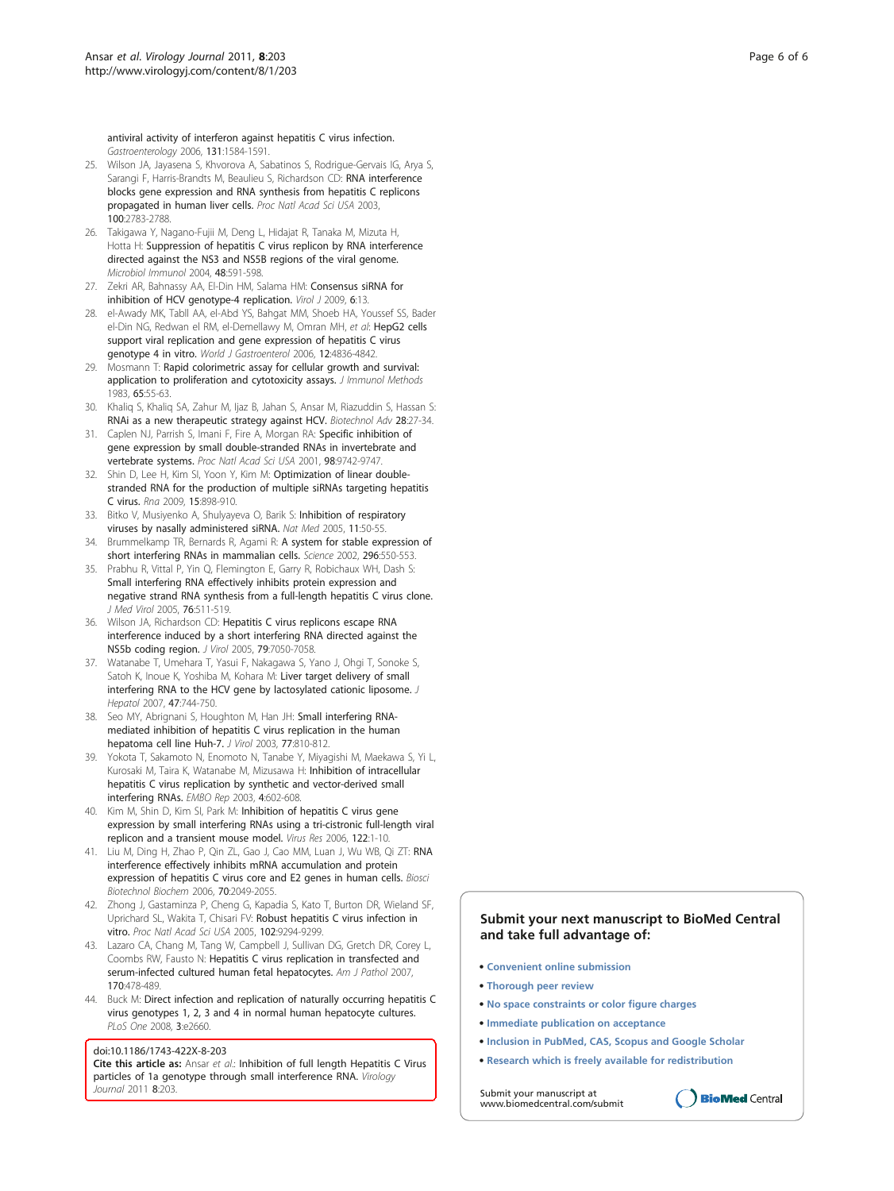antiviral activity of interferon against hepatitis C virus infection. *Gastroenterology* 2006, **131**:1584-1591.

25. Wilson JA, Jayasena S, Khvorova A, Sabatinos S, Rodrigue-Gervais IG, Arya S, Sarangi F, Harris-Brandts M, Beaulieu S, Richardson CD: **RNA interference blocks gene expression and RNA synthesis from hepatitis C replicons propagated in human liver cells.** *Proc Natl Acad Sci USA* 2003, **100**:2783-2788.
26. Takigawa Y, Nagano-Fujii M, Deng L, Hidajat R, Tanaka M, Mizuta H, Hotta H: **Suppression of hepatitis C virus replicon by RNA interference directed against the NS3 and NS5B regions of the viral genome.** *Microbiol Immunol* 2004, **48**:591-598.
27. Zekri AR, Bahnassy AA, El-Din HM, Salama HM: **Consensus siRNA for inhibition of HCV genotype-4 replication.** *Virol J* 2009, **6**:13.
28. el-Awady MK, Tabll AA, el-Abd YS, Bahgat MM, Shoeb HA, Youssef SS, Bader el-Din NG, Redwan el RM, el-Demellawy M, Omran MH, *et al*: **HepG2 cells support viral replication and gene expression of hepatitis C virus genotype 4 in vitro.** *World J Gastroenterol* 2006, **12**:4836-4842.
29. Mosmann T: **Rapid colorimetric assay for cellular growth and survival: application to proliferation and cytotoxicity assays.** *J Immunol Methods* 1983, **65**:55-63.
30. Khaliq S, Khaliq SA, Zahur M, Ijaz B, Jahan S, Ansar M, Riazuddin S, Hassan S: **RNAi as a new therapeutic strategy against HCV.** *Biotechnol Adv* **28**:27-34.
31. Caplen NJ, Parrish S, Imani F, Fire A, Morgan RA: **Specific inhibition of gene expression by small double-stranded RNAs in invertebrate and vertebrate systems.** *Proc Natl Acad Sci USA* 2001, **98**:9742-9747.
32. Shin D, Lee H, Kim SI, Yoon Y, Kim M: **Optimization of linear double-stranded RNA for the production of multiple siRNAs targeting hepatitis C virus.** *Rna* 2009, **15**:898-910.
33. Bitko V, Musiyenko A, Shulyayeva O, Barik S: **Inhibition of respiratory viruses by nasally administered siRNA.** *Nat Med* 2005, **11**:50-55.
34. Brummelkamp TR, Bernards R, Agami R: **A system for stable expression of short interfering RNAs in mammalian cells.** *Science* 2002, **296**:550-553.
35. Prabhu R, Vittal P, Yin Q, Flemington E, Garry R, Robichaux WH, Dash S: **Small interfering RNA effectively inhibits protein expression and negative strand RNA synthesis from a full-length hepatitis C virus clone.** *J Med Virol* 2005, **76**:511-519.
36. Wilson JA, Richardson CD: **Hepatitis C virus replicons escape RNA interference induced by a short interfering RNA directed against the NS5b coding region.** *J Virol* 2005, **79**:7050-7058.
37. Watanabe T, Umehara T, Yasui F, Nakagawa S, Yano J, Ohgi T, Sonoke S, Satoh K, Inoue K, Yoshiba M, Kohara M: **Liver target delivery of small interfering RNA to the HCV gene by lactosylated cationic liposome.** *J Hepatol* 2007, **47**:744-750.
38. Seo MY, Abrignani S, Houghton M, Han JH: **Small interfering RNA-mediated inhibition of hepatitis C virus replication in the human hepatoma cell line Huh-7.** *J Virol* 2003, **77**:810-812.
39. Yokota T, Sakamoto N, Enomoto N, Tanabe Y, Miyagishi M, Maekawa S, Yi L, Kurosaki M, Taira K, Watanabe M, Mizusawa H: **Inhibition of intracellular hepatitis C virus replication by synthetic and vector-derived small interfering RNAs.** *EMBO Rep* 2003, **4**:602-608.
40. Kim M, Shin D, Kim SI, Park M: **Inhibition of hepatitis C virus gene expression by small interfering RNAs using a tri-cistronic full-length viral replicon and a transient mouse model.** *Virus Res* 2006, **122**:1-10.
41. Liu M, Ding H, Zhao P, Qin ZL, Gao J, Cao MM, Luan J, Wu WB, Qi ZT: **RNA interference effectively inhibits mRNA accumulation and protein expression of hepatitis C virus core and E2 genes in human cells.** *Biosci Biotechnol Biochem* 2006, **70**:2049-2055.
42. Zhong J, Gastaminza P, Cheng G, Kapadia S, Kato T, Burton DR, Wieland SF, Uprichard SL, Wakita T, Chisari FV: **Robust hepatitis C virus infection in vitro.** *Proc Natl Acad Sci USA* 2005, **102**:9294-9299.
43. Lazaro CA, Chang M, Tang W, Campbell J, Sullivan DG, Gretch DR, Corey L, Coombs RW, Fausto N: **Hepatitis C virus replication in transfected and serum-infected cultured human fetal hepatocytes.** *Am J Pathol* 2007, **170**:478-489.
44. Buck M: **Direct infection and replication of naturally occurring hepatitis C virus genotypes 1, 2, 3 and 4 in normal human hepatocyte cultures.** *PLoS One* 2008, **3**:e2660.

doi:10.1186/1743-422X-8-203

**Cite this article as:** Ansar *et al.*: Inhibition of full length Hepatitis C Virus particles of 1a genotype through small interference RNA. *Virology Journal* 2011 **8**:203.

**Submit your next manuscript to BioMed Central and take full advantage of:**

- **Convenient online submission**
- **Thorough peer review**
- **No space constraints or color figure charges**
- **Immediate publication on acceptance**
- **Inclusion in PubMed, CAS, Scopus and Google Scholar**
- **Research which is freely available for redistribution**

Submit your manuscript at www.biomedcentral.com/submit

BioMed Central